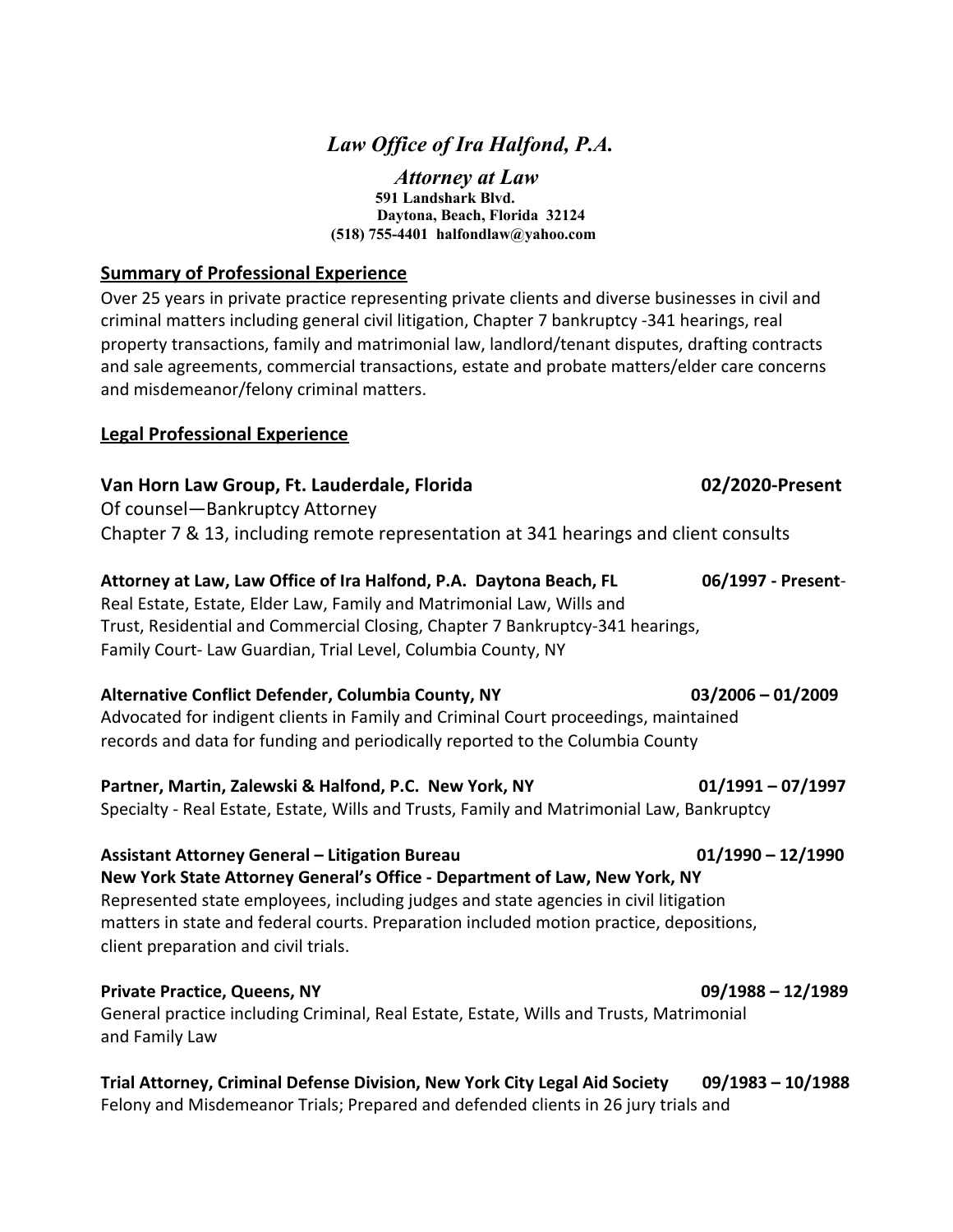# *Law Office of Ira Halfond, P.A.*

***Attorney at Law***

**591 Landshark Blvd.**
**Daytona, Beach, Florida 32124**
**(518) 755-4401 halfondlaw@yahoo.com**

## Summary of Professional Experience

Over 25 years in private practice representing private clients and diverse businesses in civil and criminal matters including general civil litigation, Chapter 7 bankruptcy -341 hearings, real property transactions, family and matrimonial law, landlord/tenant disputes, drafting contracts and sale agreements, commercial transactions, estate and probate matters/elder care concerns and misdemeanor/felony criminal matters.

## Legal Professional Experience

**Van Horn Law Group, Ft. Lauderdale, Florida** **02/2020-Present**
Of counsel—Bankruptcy Attorney
Chapter 7 & 13, including remote representation at 341 hearings and client consults

**Attorney at Law, Law Office of Ira Halfond, P.A. Daytona Beach, FL** **06/1997 - Present**-
Real Estate, Estate, Elder Law, Family and Matrimonial Law, Wills and Trust, Residential and Commercial Closing, Chapter 7 Bankruptcy-341 hearings, Family Court- Law Guardian, Trial Level, Columbia County, NY

**Alternative Conflict Defender, Columbia County, NY** **03/2006 – 01/2009**
Advocated for indigent clients in Family and Criminal Court proceedings, maintained records and data for funding and periodically reported to the Columbia County

**Partner, Martin, Zalewski & Halfond, P.C. New York, NY** **01/1991 – 07/1997**
Specialty - Real Estate, Estate, Wills and Trusts, Family and Matrimonial Law, Bankruptcy

**Assistant Attorney General – Litigation Bureau** **01/1990 – 12/1990**
**New York State Attorney General's Office - Department of Law, New York, NY**
Represented state employees, including judges and state agencies in civil litigation matters in state and federal courts. Preparation included motion practice, depositions, client preparation and civil trials.

**Private Practice, Queens, NY** **09/1988 – 12/1989**
General practice including Criminal, Real Estate, Estate, Wills and Trusts, Matrimonial and Family Law

**Trial Attorney, Criminal Defense Division, New York City Legal Aid Society** **09/1983 – 10/1988**
Felony and Misdemeanor Trials; Prepared and defended clients in 26 jury trials and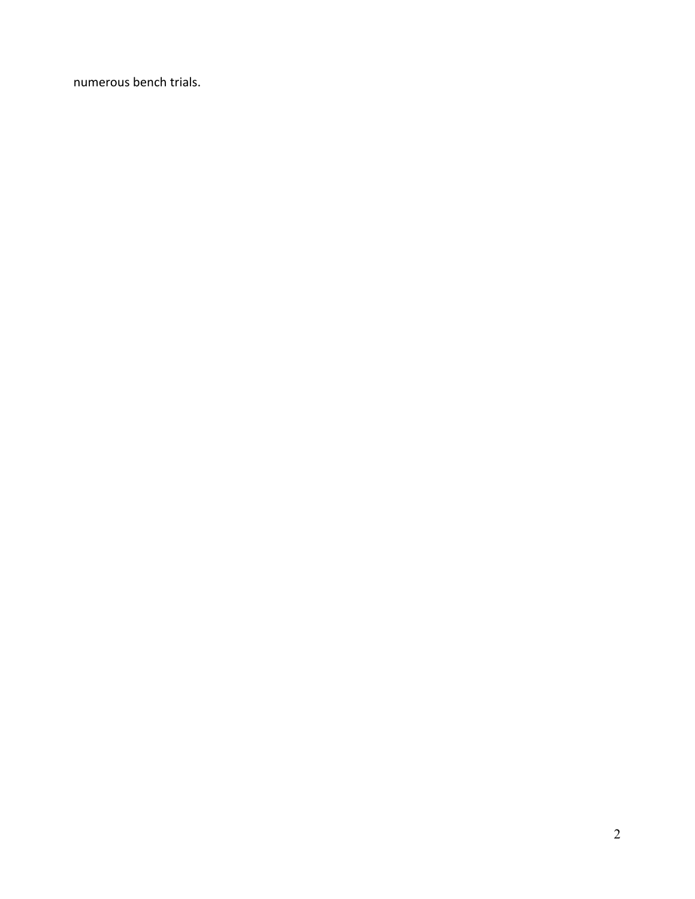numerous bench trials.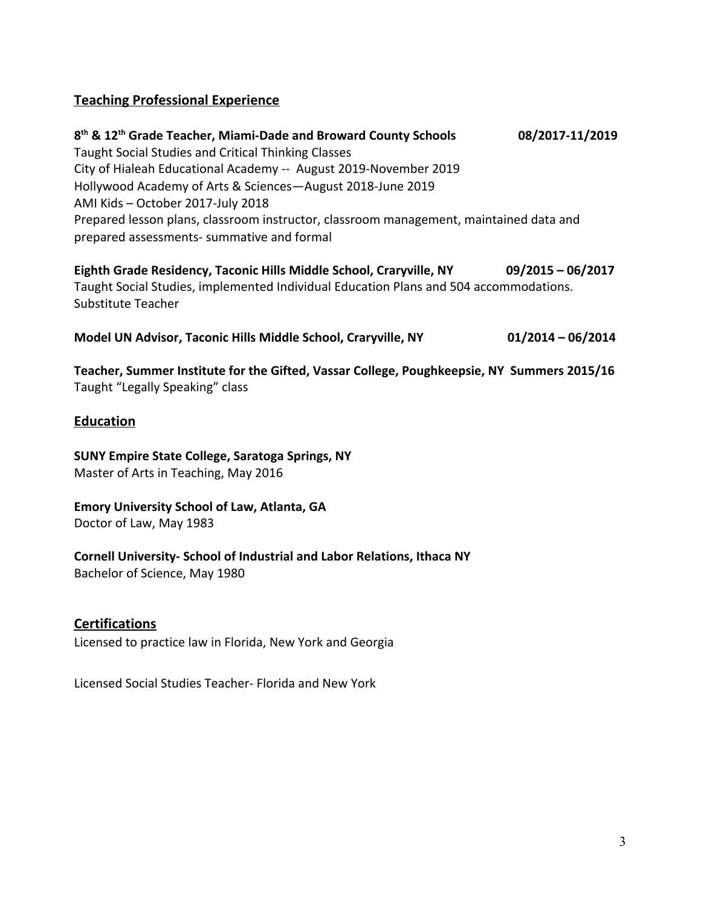## Teaching Professional Experience

**8th & 12th Grade Teacher, Miami-Dade and Broward County Schools 08/2017-11/2019**
Taught Social Studies and Critical Thinking Classes
City of Hialeah Educational Academy -- August 2019-November 2019
Hollywood Academy of Arts & Sciences—August 2018-June 2019
AMI Kids – October 2017-July 2018
Prepared lesson plans, classroom instructor, classroom management, maintained data and prepared assessments- summative and formal

**Eighth Grade Residency, Taconic Hills Middle School, Craryville, NY 09/2015 – 06/2017**
Taught Social Studies, implemented Individual Education Plans and 504 accommodations.
Substitute Teacher

**Model UN Advisor, Taconic Hills Middle School, Craryville, NY 01/2014 – 06/2014**

**Teacher, Summer Institute for the Gifted, Vassar College, Poughkeepsie, NY Summers 2015/16**
Taught "Legally Speaking" class

## Education

**SUNY Empire State College, Saratoga Springs, NY**
Master of Arts in Teaching, May 2016

**Emory University School of Law, Atlanta, GA**
Doctor of Law, May 1983

**Cornell University- School of Industrial and Labor Relations, Ithaca NY**
Bachelor of Science, May 1980

## Certifications

Licensed to practice law in Florida, New York and Georgia

Licensed Social Studies Teacher- Florida and New York